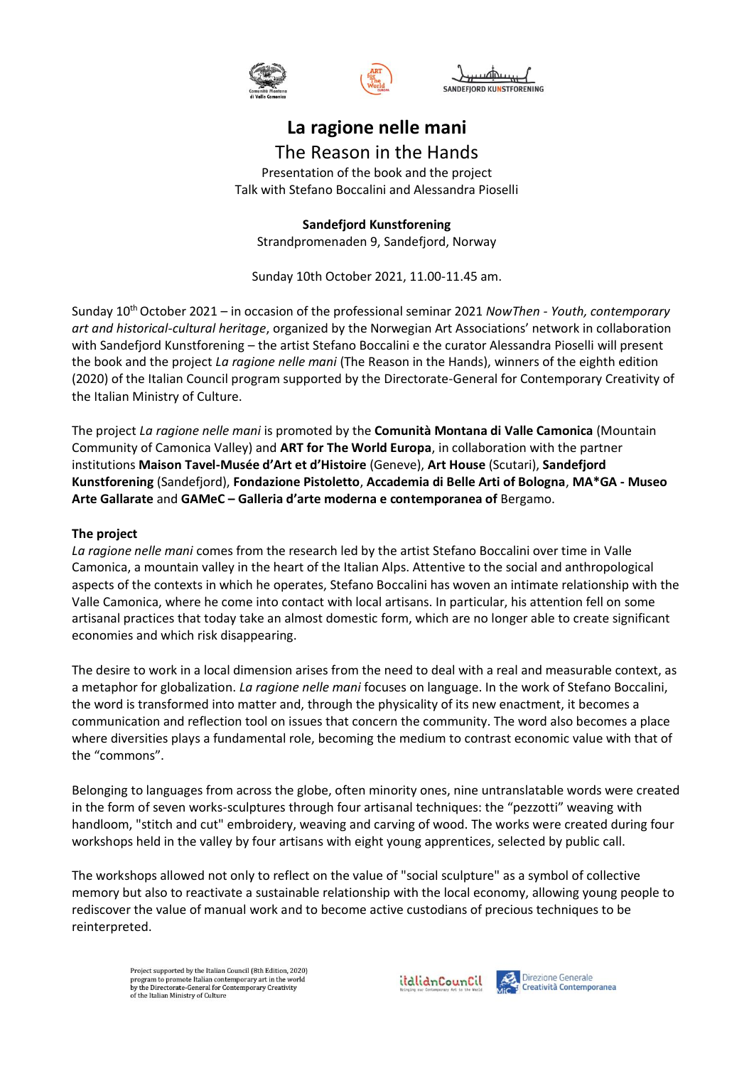# La ragione nelle mani

## The Reason in the Hands

Presentation of the book and the project
Talk with Stefano Boccalini and Alessandra Pioselli

**Sandefjord Kunstforening**
Strandpromenaden 9, Sandefjord, Norway

Sunday 10th October 2021, 11.00-11.45 am.

Sunday 10th October 2021 – in occasion of the professional seminar 2021 *NowThen - Youth, contemporary art and historical-cultural heritage*, organized by the Norwegian Art Associations' network in collaboration with Sandefjord Kunstforening – the artist Stefano Boccalini e the curator Alessandra Pioselli will present the book and the project *La ragione nelle mani* (The Reason in the Hands), winners of the eighth edition (2020) of the Italian Council program supported by the Directorate-General for Contemporary Creativity of the Italian Ministry of Culture.

The project *La ragione nelle mani* is promoted by the **Comunità Montana di Valle Camonica** (Mountain Community of Camonica Valley) and **ART for The World Europa**, in collaboration with the partner institutions **Maison Tavel-Musée d'Art et d'Histoire** (Geneve), **Art House** (Scutari), **Sandefjord Kunstforening** (Sandefjord), **Fondazione Pistoletto**, **Accademia di Belle Arti of Bologna**, **MA\*GA - Museo Arte Gallarate** and **GAMeC – Galleria d'arte moderna e contemporanea of** Bergamo.

**The project**

*La ragione nelle mani* comes from the research led by the artist Stefano Boccalini over time in Valle Camonica, a mountain valley in the heart of the Italian Alps. Attentive to the social and anthropological aspects of the contexts in which he operates, Stefano Boccalini has woven an intimate relationship with the Valle Camonica, where he come into contact with local artisans. In particular, his attention fell on some artisanal practices that today take an almost domestic form, which are no longer able to create significant economies and which risk disappearing.

The desire to work in a local dimension arises from the need to deal with a real and measurable context, as a metaphor for globalization. *La ragione nelle mani* focuses on language. In the work of Stefano Boccalini, the word is transformed into matter and, through the physicality of its new enactment, it becomes a communication and reflection tool on issues that concern the community. The word also becomes a place where diversities plays a fundamental role, becoming the medium to contrast economic value with that of the "commons".

Belonging to languages from across the globe, often minority ones, nine untranslatable words were created in the form of seven works-sculptures through four artisanal techniques: the "pezzotti" weaving with handloom, "stitch and cut" embroidery, weaving and carving of wood. The works were created during four workshops held in the valley by four artisans with eight young apprentices, selected by public call.

The workshops allowed not only to reflect on the value of "social sculpture" as a symbol of collective memory but also to reactivate a sustainable relationship with the local economy, allowing young people to rediscover the value of manual work and to become active custodians of precious techniques to be reinterpreted.

Project supported by the Italian Council (8th Edition, 2020) program to promote Italian contemporary art in the world by the Directorate-General for Contemporary Creativity of the Italian Ministry of Culture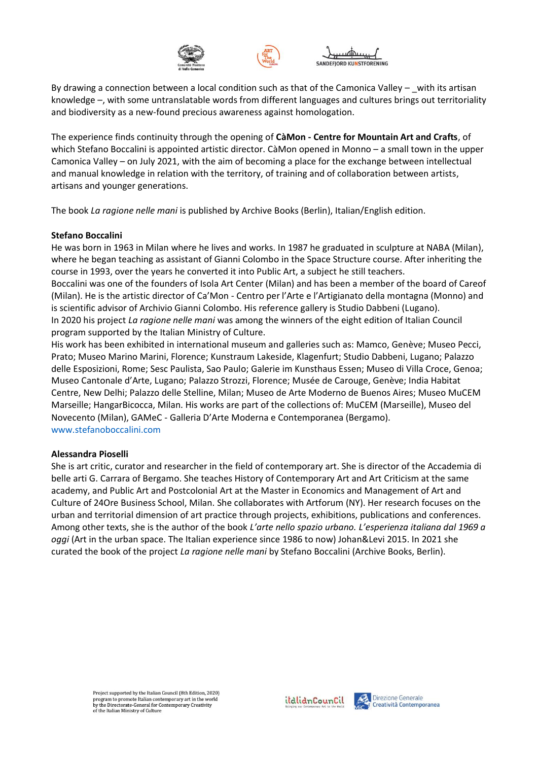By drawing a connection between a local condition such as that of the Camonica Valley – _with its artisan knowledge –, with some untranslatable words from different languages and cultures brings out territoriality and biodiversity as a new-found precious awareness against homologation.

The experience finds continuity through the opening of **CàMon - Centre for Mountain Art and Crafts**, of which Stefano Boccalini is appointed artistic director. CàMon opened in Monno – a small town in the upper Camonica Valley – on July 2021, with the aim of becoming a place for the exchange between intellectual and manual knowledge in relation with the territory, of training and of collaboration between artists, artisans and younger generations.

The book *La ragione nelle mani* is published by Archive Books (Berlin), Italian/English edition.

**Stefano Boccalini**

He was born in 1963 in Milan where he lives and works. In 1987 he graduated in sculpture at NABA (Milan), where he began teaching as assistant of Gianni Colombo in the Space Structure course. After inheriting the course in 1993, over the years he converted it into Public Art, a subject he still teachers.
Boccalini was one of the founders of Isola Art Center (Milan) and has been a member of the board of Careof (Milan). He is the artistic director of Ca'Mon - Centro per l'Arte e l'Artigianato della montagna (Monno) and is scientific advisor of Archivio Gianni Colombo. His reference gallery is Studio Dabbeni (Lugano).
In 2020 his project *La ragione nelle mani* was among the winners of the eight edition of Italian Council program supported by the Italian Ministry of Culture.
His work has been exhibited in international museum and galleries such as: Mamco, Genève; Museo Pecci, Prato; Museo Marino Marini, Florence; Kunstraum Lakeside, Klagenfurt; Studio Dabbeni, Lugano; Palazzo delle Esposizioni, Rome; Sesc Paulista, Sao Paulo; Galerie im Kunsthaus Essen; Museo di Villa Croce, Genoa; Museo Cantonale d'Arte, Lugano; Palazzo Strozzi, Florence; Musée de Carouge, Genève; India Habitat Centre, New Delhi; Palazzo delle Stelline, Milan; Museo de Arte Moderno de Buenos Aires; Museo MuCEM Marseille; HangarBicocca, Milan. His works are part of the collections of: MuCEM (Marseille), Museo del Novecento (Milan), GAMeC - Galleria D'Arte Moderna e Contemporanea (Bergamo).
www.stefanoboccalini.com

**Alessandra Pioselli**

She is art critic, curator and researcher in the field of contemporary art. She is director of the Accademia di belle arti G. Carrara of Bergamo. She teaches History of Contemporary Art and Art Criticism at the same academy, and Public Art and Postcolonial Art at the Master in Economics and Management of Art and Culture of 24Ore Business School, Milan. She collaborates with Artforum (NY). Her research focuses on the urban and territorial dimension of art practice through projects, exhibitions, publications and conferences. Among other texts, she is the author of the book *L'arte nello spazio urbano. L'esperienza italiana dal 1969 a oggi* (Art in the urban space. The Italian experience since 1986 to now) Johan&Levi 2015. In 2021 she curated the book of the project *La ragione nelle mani* by Stefano Boccalini (Archive Books, Berlin).

Project supported by the Italian Council (8th Edition, 2020) program to promote Italian contemporary art in the world by the Directorate-General for Contemporary Creativity of the Italian Ministry of Culture